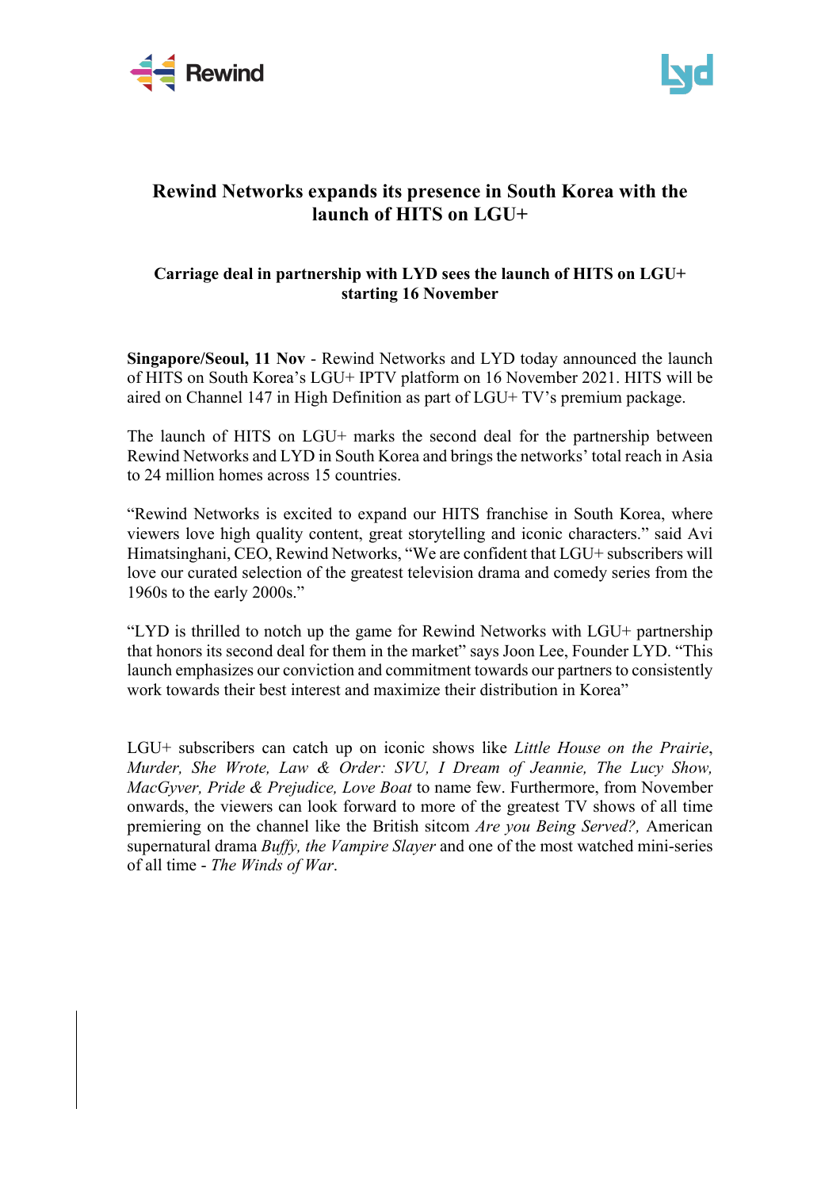# Rewind Networks expands its presence in South Korea with the launch of HITS on LGU+

## Carriage deal in partnership with LYD sees the launch of HITS on LGU+ starting 16 November

**Singapore/Seoul, 11 Nov** - Rewind Networks and LYD today announced the launch of HITS on South Korea's LGU+ IPTV platform on 16 November 2021. HITS will be aired on Channel 147 in High Definition as part of LGU+ TV's premium package.

The launch of HITS on LGU+ marks the second deal for the partnership between Rewind Networks and LYD in South Korea and brings the networks' total reach in Asia to 24 million homes across 15 countries.

"Rewind Networks is excited to expand our HITS franchise in South Korea, where viewers love high quality content, great storytelling and iconic characters." said Avi Himatsinghani, CEO, Rewind Networks, "We are confident that LGU+ subscribers will love our curated selection of the greatest television drama and comedy series from the 1960s to the early 2000s."

"LYD is thrilled to notch up the game for Rewind Networks with LGU+ partnership that honors its second deal for them in the market" says Joon Lee, Founder LYD. "This launch emphasizes our conviction and commitment towards our partners to consistently work towards their best interest and maximize their distribution in Korea"

LGU+ subscribers can catch up on iconic shows like *Little House on the Prairie*, *Murder, She Wrote, Law & Order: SVU, I Dream of Jeannie, The Lucy Show, MacGyver, Pride & Prejudice, Love Boat* to name few. Furthermore, from November onwards, the viewers can look forward to more of the greatest TV shows of all time premiering on the channel like the British sitcom *Are you Being Served?,* American supernatural drama *Buffy, the Vampire Slayer* and one of the most watched mini-series of all time - *The Winds of War*.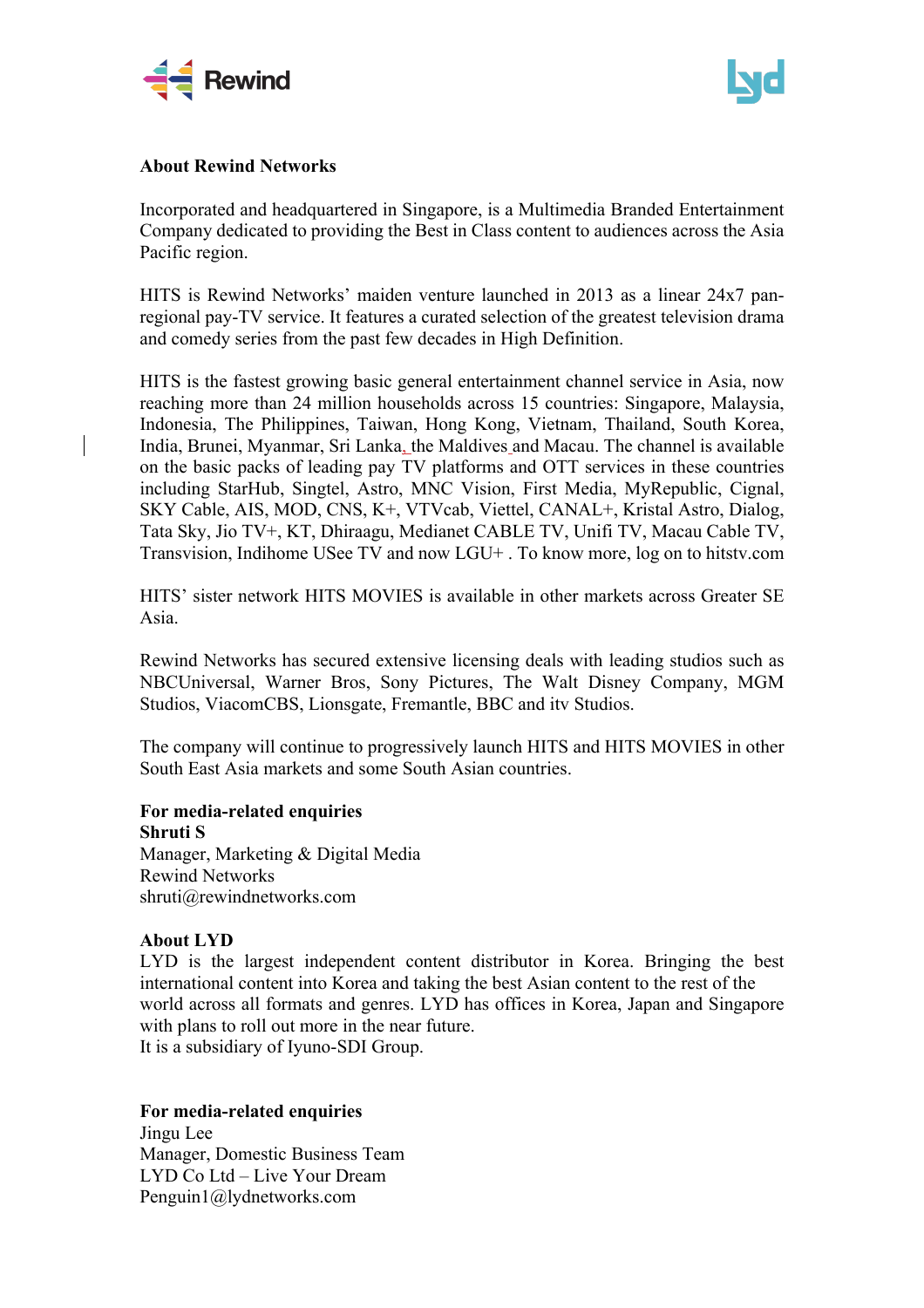**About Rewind Networks**

Incorporated and headquartered in Singapore, is a Multimedia Branded Entertainment Company dedicated to providing the Best in Class content to audiences across the Asia Pacific region.

HITS is Rewind Networks' maiden venture launched in 2013 as a linear 24x7 pan-regional pay-TV service. It features a curated selection of the greatest television drama and comedy series from the past few decades in High Definition.

HITS is the fastest growing basic general entertainment channel service in Asia, now reaching more than 24 million households across 15 countries: Singapore, Malaysia, Indonesia, The Philippines, Taiwan, Hong Kong, Vietnam, Thailand, South Korea, India, Brunei, Myanmar, Sri Lanka, the Maldives and Macau. The channel is available on the basic packs of leading pay TV platforms and OTT services in these countries including StarHub, Singtel, Astro, MNC Vision, First Media, MyRepublic, Cignal, SKY Cable, AIS, MOD, CNS, K+, VTVcab, Viettel, CANAL+, Kristal Astro, Dialog, Tata Sky, Jio TV+, KT, Dhiraagu, Medianet CABLE TV, Unifi TV, Macau Cable TV, Transvision, Indihome USee TV and now LGU+ . To know more, log on to hitstv.com

HITS' sister network HITS MOVIES is available in other markets across Greater SE Asia.

Rewind Networks has secured extensive licensing deals with leading studios such as NBCUniversal, Warner Bros, Sony Pictures, The Walt Disney Company, MGM Studios, ViacomCBS, Lionsgate, Fremantle, BBC and itv Studios.

The company will continue to progressively launch HITS and HITS MOVIES in other South East Asia markets and some South Asian countries.

**For media-related enquiries**
**Shruti S**
Manager, Marketing & Digital Media
Rewind Networks
shruti@rewindnetworks.com

**About LYD**
LYD is the largest independent content distributor in Korea. Bringing the best international content into Korea and taking the best Asian content to the rest of the world across all formats and genres. LYD has offices in Korea, Japan and Singapore with plans to roll out more in the near future.
It is a subsidiary of Iyuno-SDI Group.

**For media-related enquiries**
Jingu Lee
Manager, Domestic Business Team
LYD Co Ltd – Live Your Dream
Penguin1@lydnetworks.com